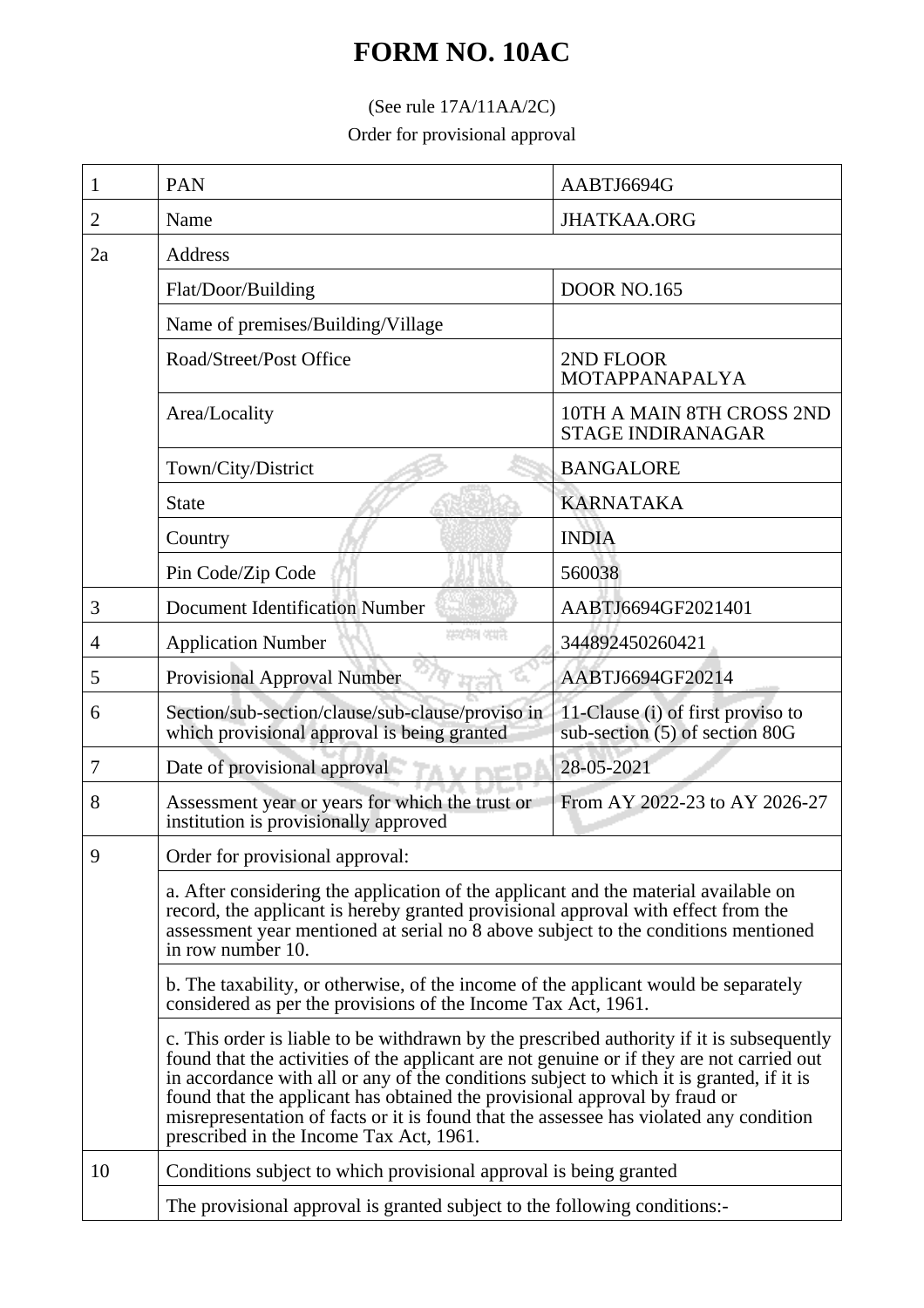# FORM NO. 10AC

(See rule 17A/11AA/2C)

Order for provisional approval

| | | |
|---|---|---|
| 1 | PAN | AABTJ6694G |
| 2 | Name | JHATKAA.ORG |
| 2a | Address | |
| | Flat/Door/Building | DOOR NO.165 |
| | Name of premises/Building/Village | |
| | Road/Street/Post Office | 2ND FLOOR MOTAPPANAPALYA |
| | Area/Locality | 10TH A MAIN 8TH CROSS 2ND STAGE INDIRANAGAR |
| | Town/City/District | BANGALORE |
| | State | KARNATAKA |
| | Country | INDIA |
| | Pin Code/Zip Code | 560038 |
| 3 | Document Identification Number | AABTJ6694GF2021401 |
| 4 | Application Number | 344892450260421 |
| 5 | Provisional Approval Number | AABTJ6694GF20214 |
| 6 | Section/sub-section/clause/sub-clause/proviso in which provisional approval is being granted | 11-Clause (i) of first proviso to sub-section (5) of section 80G |
| 7 | Date of provisional approval | 28-05-2021 |
| 8 | Assessment year or years for which the trust or institution is provisionally approved | From AY 2022-23 to AY 2026-27 |
| 9 | Order for provisional approval: | |
| | a. After considering the application of the applicant and the material available on record, the applicant is hereby granted provisional approval with effect from the assessment year mentioned at serial no 8 above subject to the conditions mentioned in row number 10. | |
| | b. The taxability, or otherwise, of the income of the applicant would be separately considered as per the provisions of the Income Tax Act, 1961. | |
| | c. This order is liable to be withdrawn by the prescribed authority if it is subsequently found that the activities of the applicant are not genuine or if they are not carried out in accordance with all or any of the conditions subject to which it is granted, if it is found that the applicant has obtained the provisional approval by fraud or misrepresentation of facts or it is found that the assessee has violated any condition prescribed in the Income Tax Act, 1961. | |
| 10 | Conditions subject to which provisional approval is being granted | |
| | The provisional approval is granted subject to the following conditions:- | |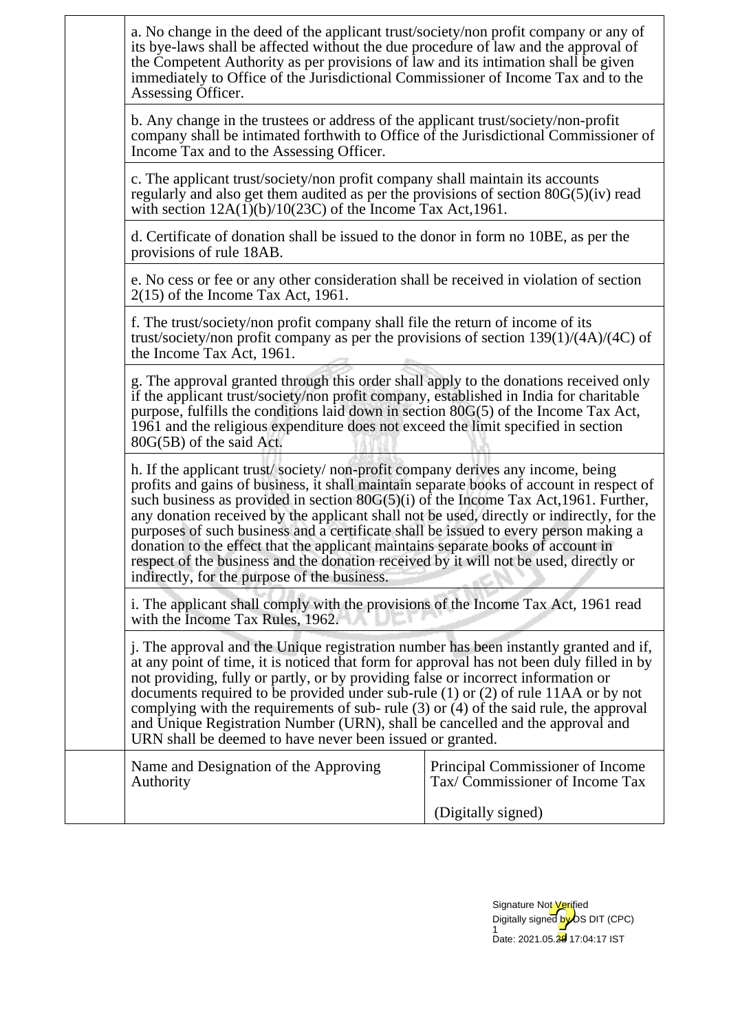| | | |
|---|---|---|
| | a. No change in the deed of the applicant trust/society/non profit company or any of its bye-laws shall be affected without the due procedure of law and the approval of the Competent Authority as per provisions of law and its intimation shall be given immediately to Office of the Jurisdictional Commissioner of Income Tax and to the Assessing Officer. | |
| | b. Any change in the trustees or address of the applicant trust/society/non-profit company shall be intimated forthwith to Office of the Jurisdictional Commissioner of Income Tax and to the Assessing Officer. | |
| | c. The applicant trust/society/non profit company shall maintain its accounts regularly and also get them audited as per the provisions of section 80G(5)(iv) read with section 12A(1)(b)/10(23C) of the Income Tax Act,1961. | |
| | d. Certificate of donation shall be issued to the donor in form no 10BE, as per the provisions of rule 18AB. | |
| | e. No cess or fee or any other consideration shall be received in violation of section 2(15) of the Income Tax Act, 1961. | |
| | f. The trust/society/non profit company shall file the return of income of its trust/society/non profit company as per the provisions of section 139(1)/(4A)/(4C) of the Income Tax Act, 1961. | |
| | g. The approval granted through this order shall apply to the donations received only if the applicant trust/society/non profit company, established in India for charitable purpose, fulfills the conditions laid down in section 80G(5) of the Income Tax Act, 1961 and the religious expenditure does not exceed the limit specified in section 80G(5B) of the said Act. | |
| | h. If the applicant trust/ society/ non-profit company derives any income, being profits and gains of business, it shall maintain separate books of account in respect of such business as provided in section 80G(5)(i) of the Income Tax Act,1961. Further, any donation received by the applicant shall not be used, directly or indirectly, for the purposes of such business and a certificate shall be issued to every person making a donation to the effect that the applicant maintains separate books of account in respect of the business and the donation received by it will not be used, directly or indirectly, for the purpose of the business. | |
| | i. The applicant shall comply with the provisions of the Income Tax Act, 1961 read with the Income Tax Rules, 1962. | |
| | j. The approval and the Unique registration number has been instantly granted and if, at any point of time, it is noticed that form for approval has not been duly filled in by not providing, fully or partly, or by providing false or incorrect information or documents required to be provided under sub-rule (1) or (2) of rule 11AA or by not complying with the requirements of sub- rule (3) or (4) of the said rule, the approval and Unique Registration Number (URN), shall be cancelled and the approval and URN shall be deemed to have never been issued or granted. | |
| | Name and Designation of the Approving Authority | Principal Commissioner of Income Tax/ Commissioner of Income Tax<br><br>(Digitally signed) |

Signature Not Verified
Digitally signed by DS DIT (CPC) 1
Date: 2021.05.28 17:04:17 IST